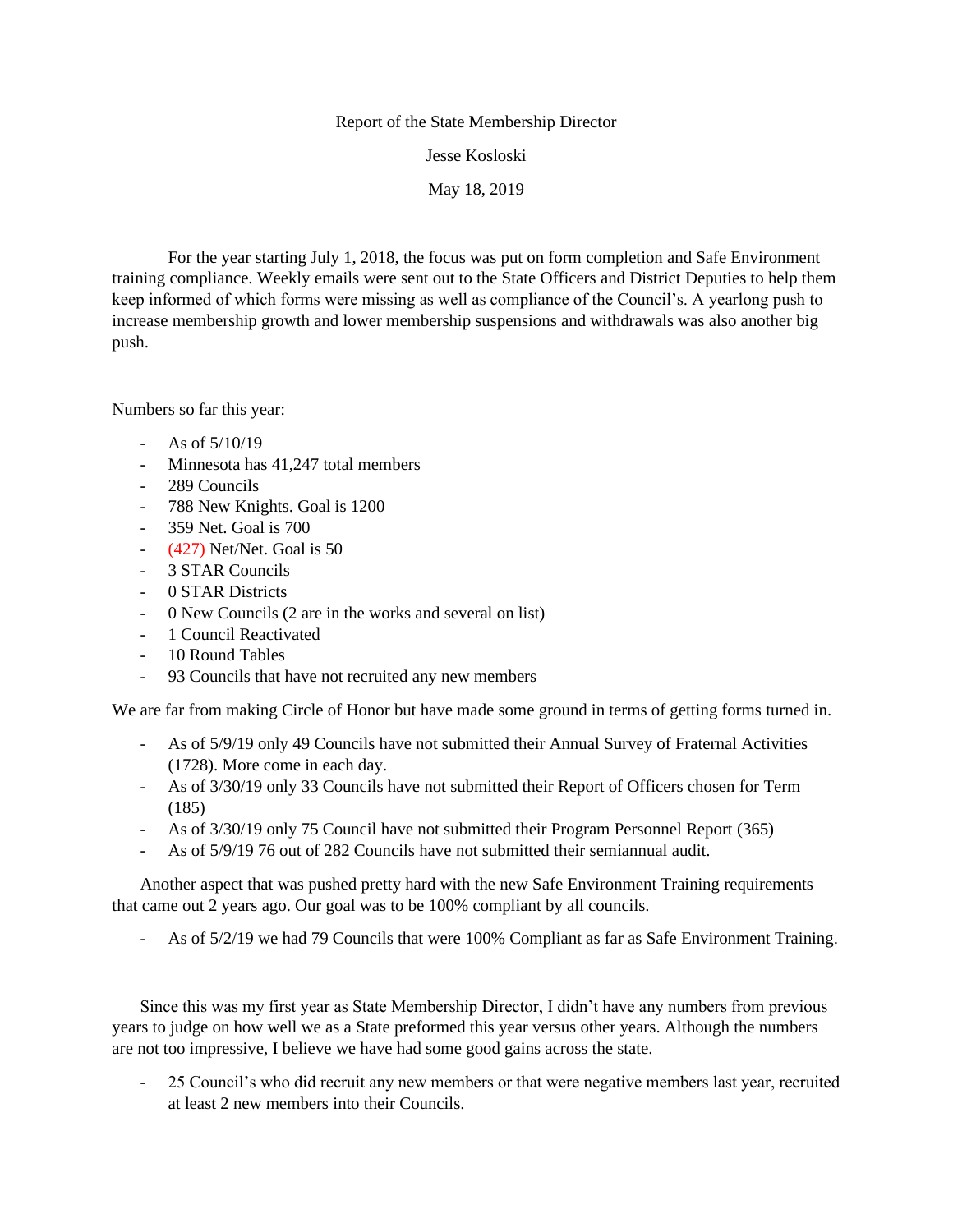Report of the State Membership Director

Jesse Kosloski

May 18, 2019

For the year starting July 1, 2018, the focus was put on form completion and Safe Environment training compliance. Weekly emails were sent out to the State Officers and District Deputies to help them keep informed of which forms were missing as well as compliance of the Council's. A yearlong push to increase membership growth and lower membership suspensions and withdrawals was also another big push.

Numbers so far this year:

- As of 5/10/19
- Minnesota has 41,247 total members
- 289 Councils
- 788 New Knights. Goal is 1200
- 359 Net. Goal is 700
- (427) Net/Net. Goal is 50
- 3 STAR Councils
- 0 STAR Districts
- 0 New Councils (2 are in the works and several on list)
- 1 Council Reactivated
- 10 Round Tables
- 93 Councils that have not recruited any new members

We are far from making Circle of Honor but have made some ground in terms of getting forms turned in.

- As of 5/9/19 only 49 Councils have not submitted their Annual Survey of Fraternal Activities (1728). More come in each day.
- As of 3/30/19 only 33 Councils have not submitted their Report of Officers chosen for Term (185)
- As of 3/30/19 only 75 Council have not submitted their Program Personnel Report (365)
- As of 5/9/19 76 out of 282 Councils have not submitted their semiannual audit.

Another aspect that was pushed pretty hard with the new Safe Environment Training requirements that came out 2 years ago. Our goal was to be 100% compliant by all councils.

- As of 5/2/19 we had 79 Councils that were 100% Compliant as far as Safe Environment Training.

Since this was my first year as State Membership Director, I didn't have any numbers from previous years to judge on how well we as a State preformed this year versus other years. Although the numbers are not too impressive, I believe we have had some good gains across the state.

- 25 Council's who did recruit any new members or that were negative members last year, recruited at least 2 new members into their Councils.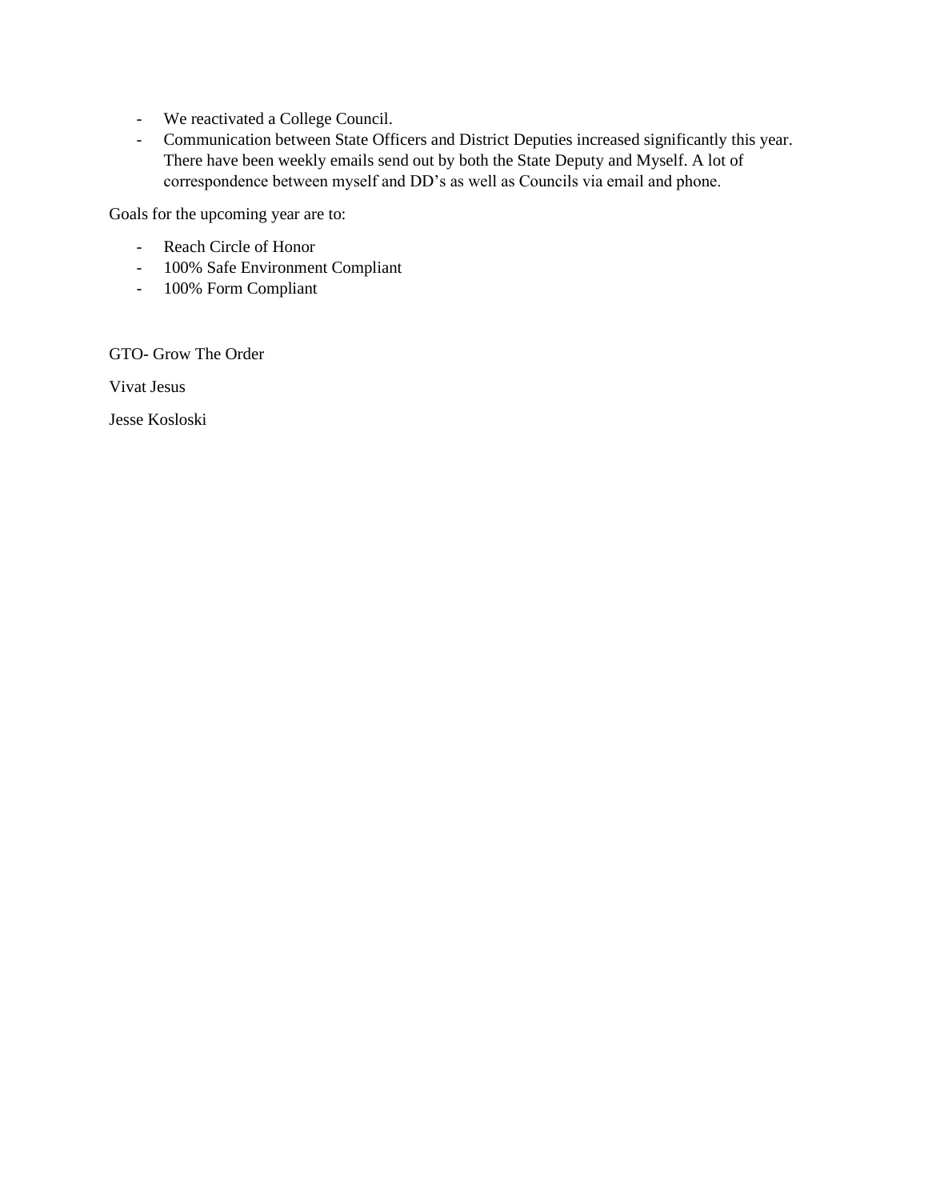- We reactivated a College Council.
- Communication between State Officers and District Deputies increased significantly this year. There have been weekly emails send out by both the State Deputy and Myself. A lot of correspondence between myself and DD's as well as Councils via email and phone.

Goals for the upcoming year are to:

- Reach Circle of Honor
- 100% Safe Environment Compliant
- 100% Form Compliant

GTO- Grow The Order

Vivat Jesus

Jesse Kosloski